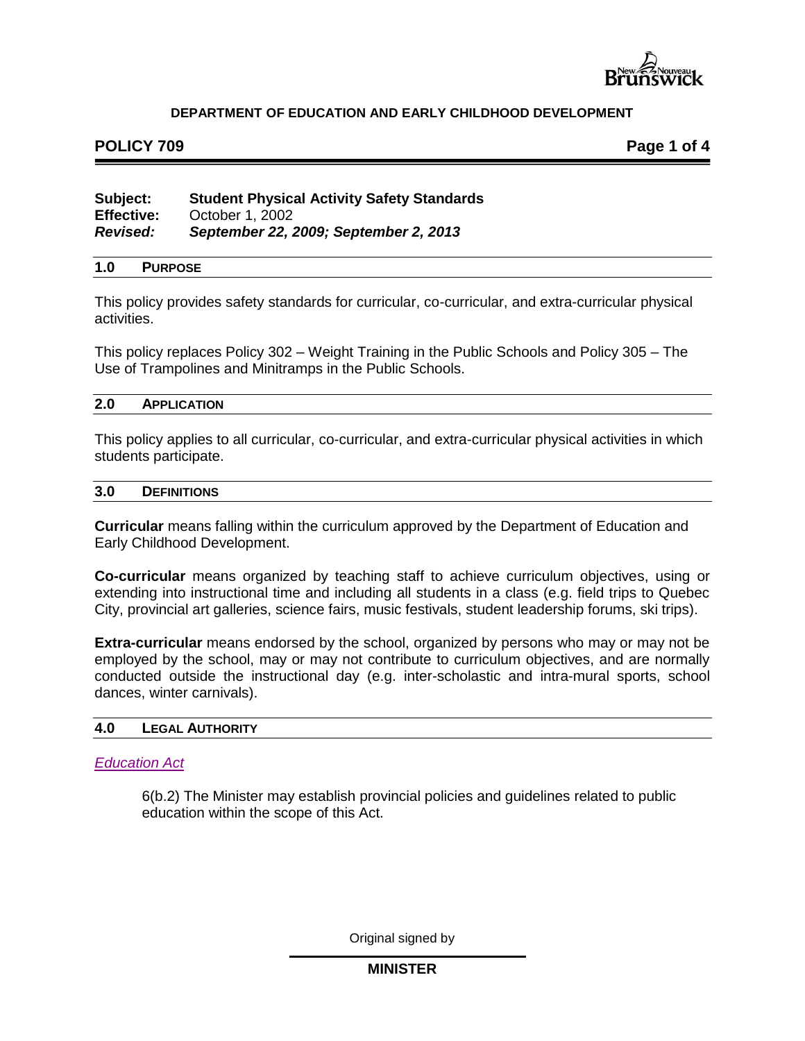**DEPARTMENT OF EDUCATION AND EARLY CHILDHOOD DEVELOPMENT**

# POLICY 709

**Subject:** **Student Physical Activity Safety Standards**
**Effective:** October 1, 2002
***Revised:*** ***September 22, 2009; September 2, 2013***

## 1.0 PURPOSE

This policy provides safety standards for curricular, co-curricular, and extra-curricular physical activities.

This policy replaces Policy 302 – Weight Training in the Public Schools and Policy 305 – The Use of Trampolines and Minitramps in the Public Schools.

## 2.0 APPLICATION

This policy applies to all curricular, co-curricular, and extra-curricular physical activities in which students participate.

## 3.0 DEFINITIONS

**Curricular** means falling within the curriculum approved by the Department of Education and Early Childhood Development.

**Co-curricular** means organized by teaching staff to achieve curriculum objectives, using or extending into instructional time and including all students in a class (e.g. field trips to Quebec City, provincial art galleries, science fairs, music festivals, student leadership forums, ski trips).

**Extra-curricular** means endorsed by the school, organized by persons who may or may not be employed by the school, may or may not contribute to curriculum objectives, and are normally conducted outside the instructional day (e.g. inter-scholastic and intra-mural sports, school dances, winter carnivals).

## 4.0 LEGAL AUTHORITY

*Education Act*

> 6(b.2) The Minister may establish provincial policies and guidelines related to public education within the scope of this Act.

Original signed by

**MINISTER**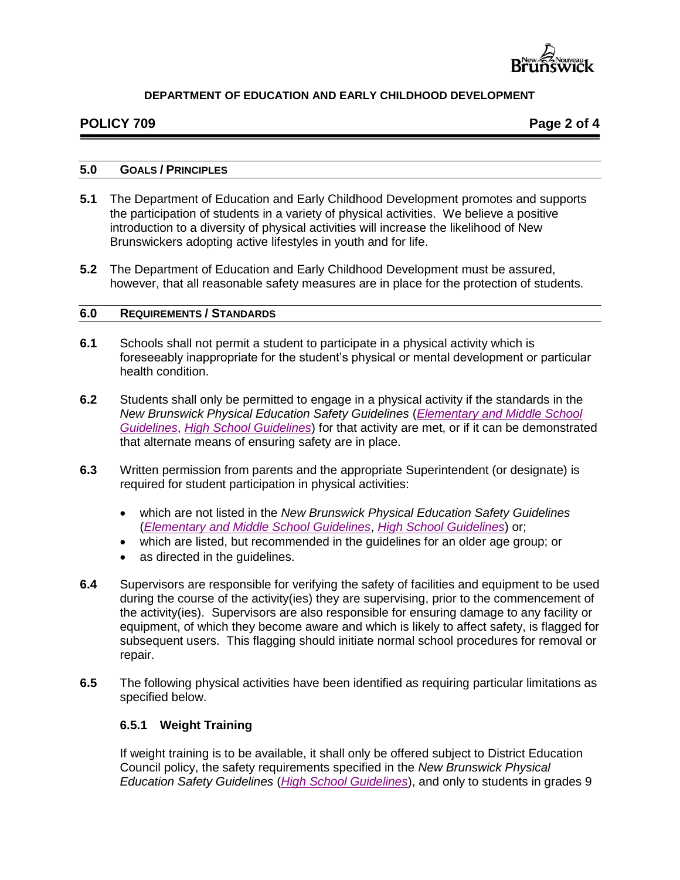## 5.0 GOALS / PRINCIPLES

**5.1** The Department of Education and Early Childhood Development promotes and supports the participation of students in a variety of physical activities. We believe a positive introduction to a diversity of physical activities will increase the likelihood of New Brunswickers adopting active lifestyles in youth and for life.

**5.2** The Department of Education and Early Childhood Development must be assured, however, that all reasonable safety measures are in place for the protection of students.

## 6.0 REQUIREMENTS / STANDARDS

**6.1** Schools shall not permit a student to participate in a physical activity which is foreseeably inappropriate for the student's physical or mental development or particular health condition.

**6.2** Students shall only be permitted to engage in a physical activity if the standards in the *New Brunswick Physical Education Safety Guidelines* (*Elementary and Middle School Guidelines*, *High School Guidelines*) for that activity are met, or if it can be demonstrated that alternate means of ensuring safety are in place.

**6.3** Written permission from parents and the appropriate Superintendent (or designate) is required for student participation in physical activities:

- which are not listed in the *New Brunswick Physical Education Safety Guidelines* (*Elementary and Middle School Guidelines*, *High School Guidelines*) or;
- which are listed, but recommended in the guidelines for an older age group; or
- as directed in the guidelines.

**6.4** Supervisors are responsible for verifying the safety of facilities and equipment to be used during the course of the activity(ies) they are supervising, prior to the commencement of the activity(ies). Supervisors are also responsible for ensuring damage to any facility or equipment, of which they become aware and which is likely to affect safety, is flagged for subsequent users. This flagging should initiate normal school procedures for removal or repair.

**6.5** The following physical activities have been identified as requiring particular limitations as specified below.

### 6.5.1 Weight Training

If weight training is to be available, it shall only be offered subject to District Education Council policy, the safety requirements specified in the *New Brunswick Physical Education Safety Guidelines* (*High School Guidelines*), and only to students in grades 9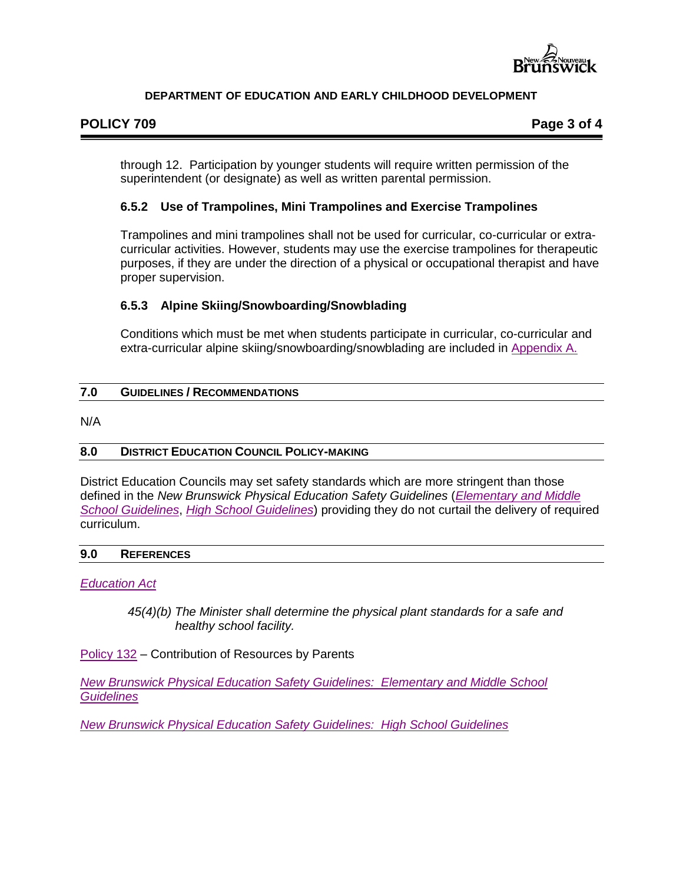through 12. Participation by younger students will require written permission of the superintendent (or designate) as well as written parental permission.

### 6.5.2 Use of Trampolines, Mini Trampolines and Exercise Trampolines

Trampolines and mini trampolines shall not be used for curricular, co-curricular or extra-curricular activities. However, students may use the exercise trampolines for therapeutic purposes, if they are under the direction of a physical or occupational therapist and have proper supervision.

### 6.5.3 Alpine Skiing/Snowboarding/Snowblading

Conditions which must be met when students participate in curricular, co-curricular and extra-curricular alpine skiing/snowboarding/snowblading are included in Appendix A.

## 7.0 GUIDELINES / RECOMMENDATIONS

N/A

## 8.0 DISTRICT EDUCATION COUNCIL POLICY-MAKING

District Education Councils may set safety standards which are more stringent than those defined in the *New Brunswick Physical Education Safety Guidelines* (*Elementary and Middle School Guidelines*, *High School Guidelines*) providing they do not curtail the delivery of required curriculum.

## 9.0 REFERENCES

*Education Act*

> *45(4)(b) The Minister shall determine the physical plant standards for a safe and healthy school facility.*

Policy 132 – Contribution of Resources by Parents

*New Brunswick Physical Education Safety Guidelines: Elementary and Middle School Guidelines*

*New Brunswick Physical Education Safety Guidelines: High School Guidelines*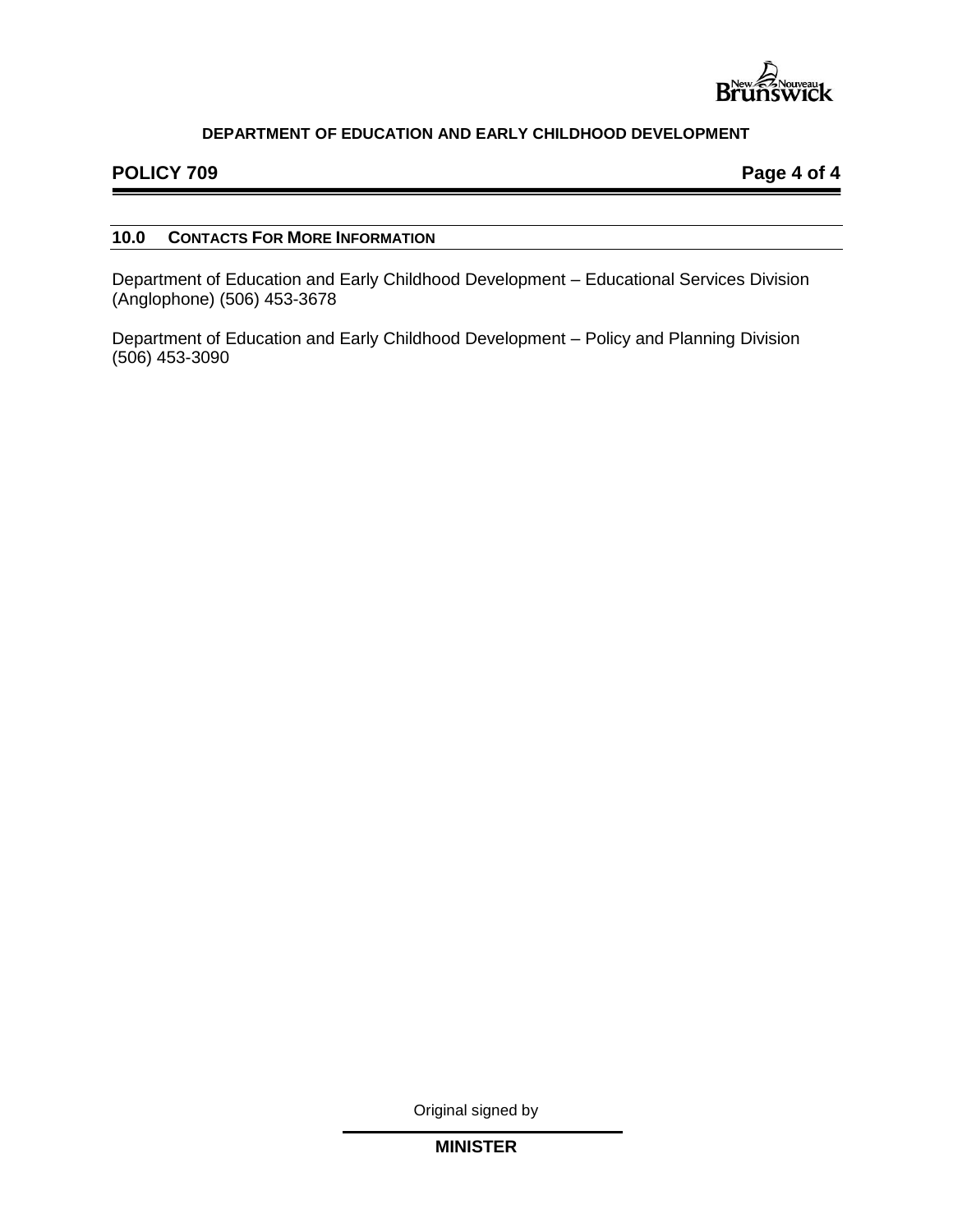## 10.0 CONTACTS FOR MORE INFORMATION

Department of Education and Early Childhood Development – Educational Services Division (Anglophone) (506) 453-3678

Department of Education and Early Childhood Development – Policy and Planning Division (506) 453-3090

Original signed by

**MINISTER**